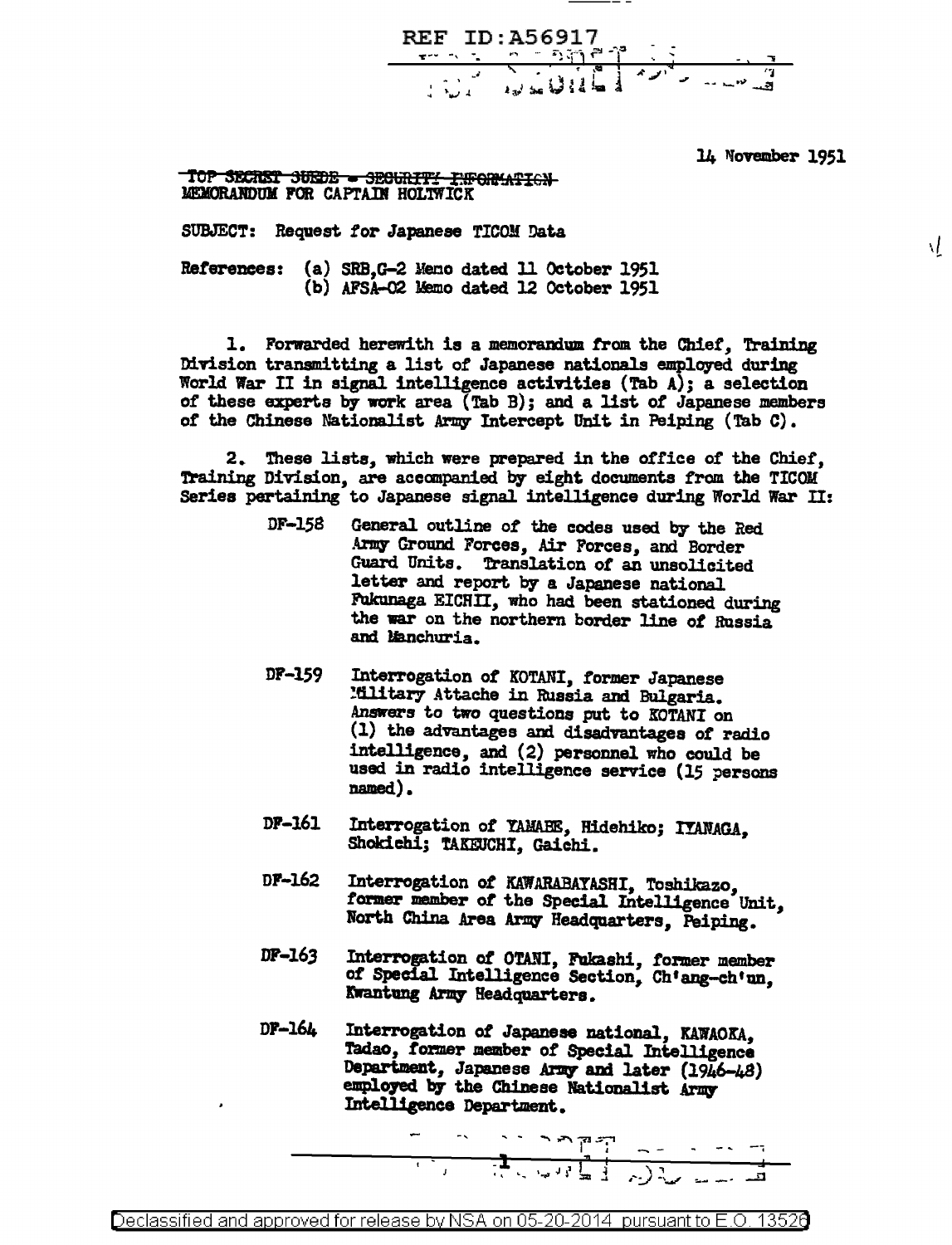REF ID:A56917

14 November 1951

~~TOP SECRET SUEDE - SECURITY INFORMATION~~
MEMORANDUM FOR CAPTAIN HOLTWICK

SUBJECT: Request for Japanese TICOM Data

References: (a) SRB,G-2 Memo dated 11 October 1951
(b) AFSA-02 Memo dated 12 October 1951

1. Forwarded herewith is a memorandum from the Chief, Training Division transmitting a list of Japanese nationals employed during World War II in signal intelligence activities (Tab A); a selection of these experts by work area (Tab B); and a list of Japanese members of the Chinese Nationalist Army Intercept Unit in Peiping (Tab C).

2. These lists, which were prepared in the office of the Chief, Training Division, are accompanied by eight documents from the TICOM Series pertaining to Japanese signal intelligence during World War II:

DF-158 General outline of the codes used by the Red Army Ground Forces, Air Forces, and Border Guard Units. Translation of an unsolicited letter and report by a Japanese national Fukunaga EICHII, who had been stationed during the war on the northern border line of Russia and Manchuria.

DF-159 Interrogation of KOTANI, former Japanese Military Attache in Russia and Bulgaria. Answers to two questions put to KOTANI on (1) the advantages and disadvantages of radio intelligence, and (2) personnel who could be used in radio intelligence service (15 persons named).

DF-161 Interrogation of YAMABE, Hidehiko; IYANAGA, Shokichi; TAKEUCHI, Gaichi.

DF-162 Interrogation of KAWARABAYASHI, Toshikazo, former member of the Special Intelligence Unit, North China Area Army Headquarters, Peiping.

DF-163 Interrogation of OTANI, Fukashi, former member of Special Intelligence Section, Ch'ang-ch'un, Kwantung Army Headquarters.

DF-164 Interrogation of Japanese national, KAWAOKA, Tadao, former member of Special Intelligence Department, Japanese Army and later (1946-48) employed by the Chinese Nationalist Army Intelligence Department.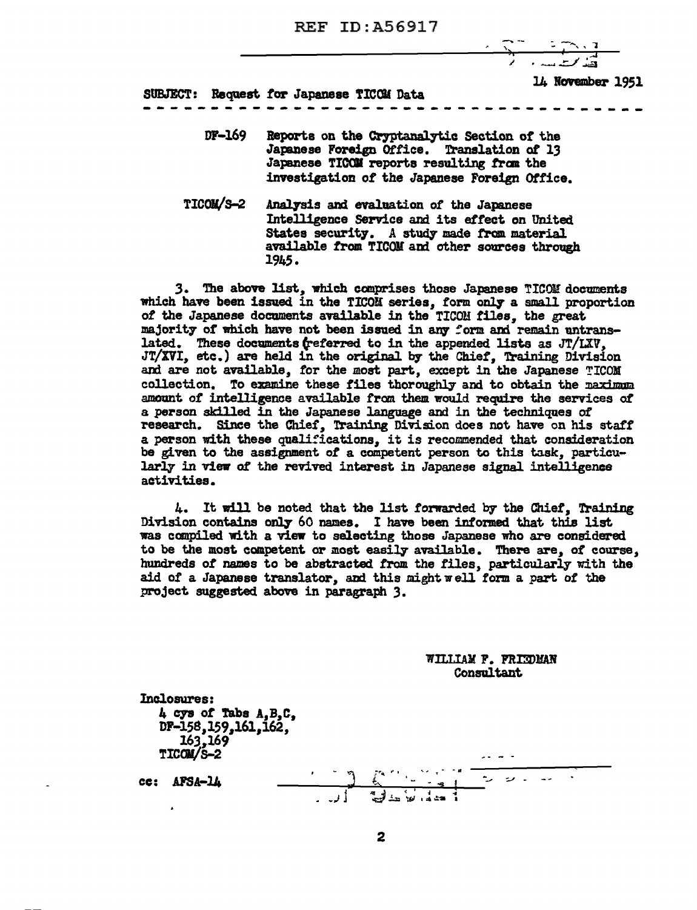REF ID:A56917

14 November 1951

SUBJECT: Request for Japanese TICOM Data

- - - - - - - - - - - - - - - - - - - - - - - - - - - - - - - - - - - -

DF-169 Reports on the Cryptanalytic Section of the Japanese Foreign Office. Translation of 13 Japanese TICOM reports resulting from the investigation of the Japanese Foreign Office.

TICOM/S-2 Analysis and evaluation of the Japanese Intelligence Service and its effect on United States security. A study made from material available from TICOM and other sources through 1945.

3. The above list, which comprises those Japanese TICOM documents which have been issued in the TICOM series, form only a small proportion of the Japanese documents available in the TICOM files, the great majority of which have not been issued in any form and remain untranslated. These documents (referred to in the appended lists as JT/LXV, JT/XVI, etc.) are held in the original by the Chief, Training Division and are not available, for the most part, except in the Japanese TICOM collection. To examine these files thoroughly and to obtain the maximum amount of intelligence available from them would require the services of a person skilled in the Japanese language and in the techniques of research. Since the Chief, Training Division does not have on his staff a person with these qualifications, it is recommended that consideration be given to the assignment of a competent person to this task, particularly in view of the revived interest in Japanese signal intelligence activities.

4. It will be noted that the list forwarded by the Chief, Training Division contains only 60 names. I have been informed that this list was compiled with a view to selecting those Japanese who are considered to be the most competent or most easily available. There are, of course, hundreds of names to be abstracted from the files, particularly with the aid of a Japanese translator, and this might well form a part of the project suggested above in paragraph 3.

WILLIAM F. FRIEDMAN
Consultant

Inclosures:
4 cys of Tabs A,B,C,
DF-158,159,161,162,
163,169
TICOM/S-2

cc: AFSA-14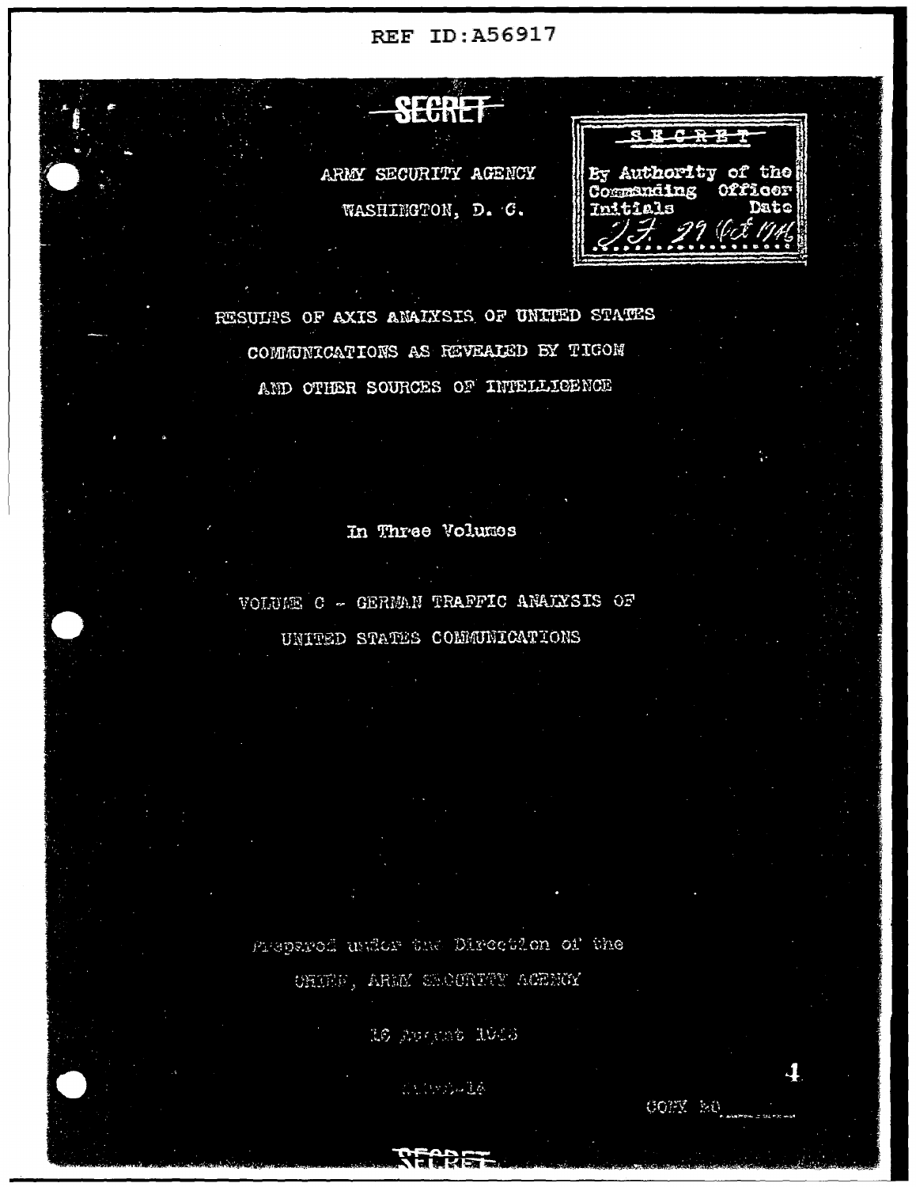REF ID:A56917

~~SECRET~~

ARMY SECURITY AGENCY

WASHINGTON, D. C.

| ~~SECRET~~ |
| --- |
| By Authority of the Commanding Officer |
| Initials Date |
| J.F. 29 Oct 1946 |

RESULTS OF AXIS ANALYSIS OF UNITED STATES COMMUNICATIONS AS REVEALED BY TICOM AND OTHER SOURCES OF INTELLIGENCE

In Three Volumes

VOLUME C - GERMAN TRAFFIC ANALYSIS OF UNITED STATES COMMUNICATIONS

Prepared under the Direction of the

CHIEF, ARMY SECURITY AGENCY

16 August 1946

COPY NO. 4

~~SECRET~~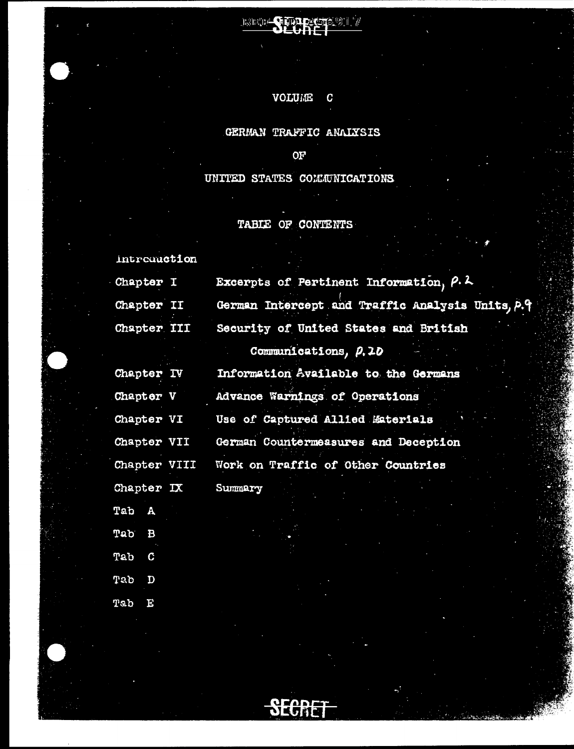SECRET

VOLUME C

GERMAN TRAFFIC ANALYSIS

OF

UNITED STATES COMMUNICATIONS

TABLE OF CONTENTS

| | |
|---|---|
| Introduction | |
| Chapter I | Excerpts of Pertinent Information, p. 2 |
| Chapter II | German Intercept and Traffic Analysis Units, p. 9 |
| Chapter III | Security of United States and British Communications, p. 20 |
| Chapter IV | Information Available to the Germans |
| Chapter V | Advance Warnings of Operations |
| Chapter VI | Use of Captured Allied Materials |
| Chapter VII | German Countermeasures and Deception |
| Chapter VIII | Work on Traffic of Other Countries |
| Chapter IX | Summary |
| Tab A | |
| Tab B | |
| Tab C | |
| Tab D | |
| Tab E | |

SECRET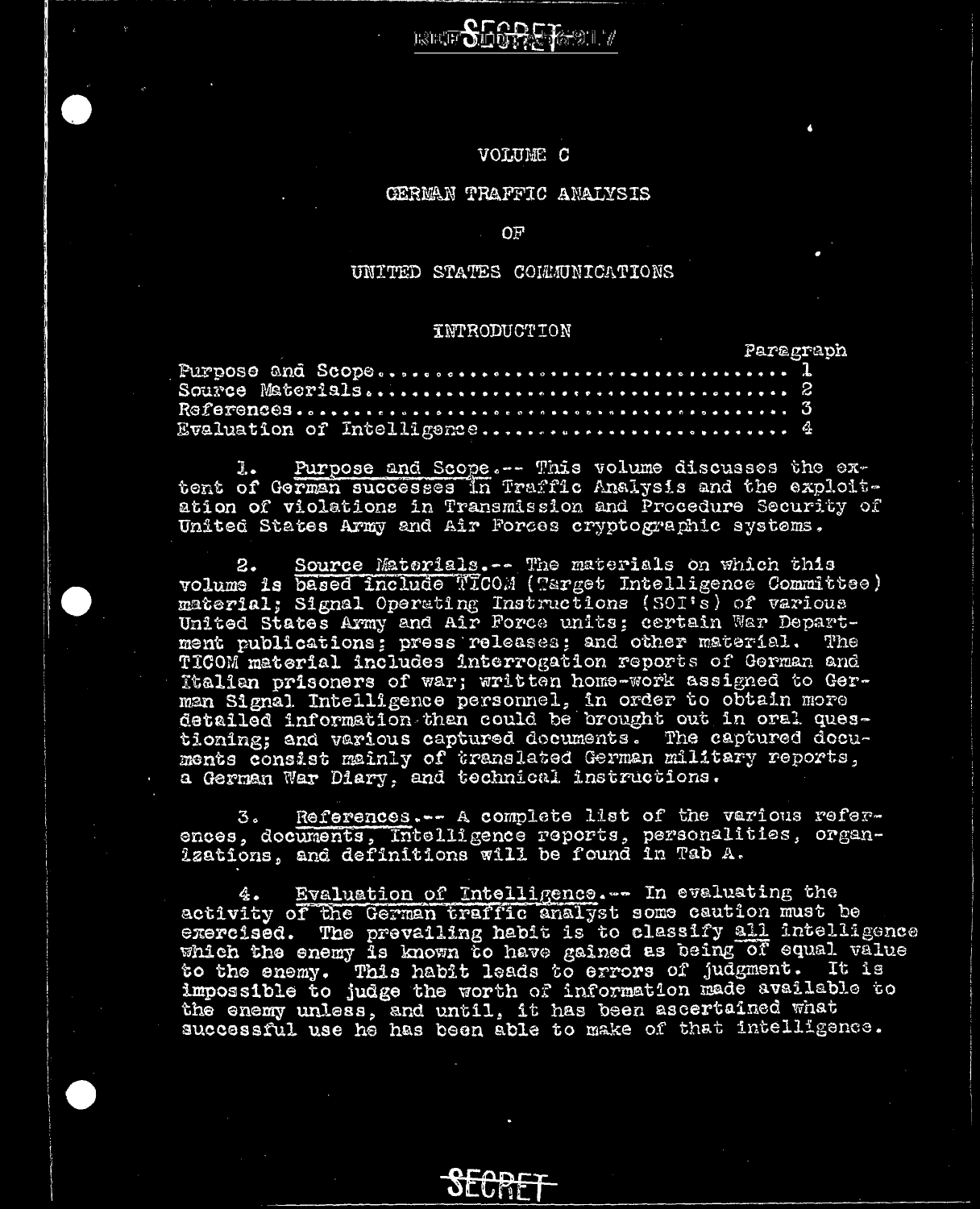VOLUME C

GERMAN TRAFFIC ANALYSIS

OF

UNITED STATES COMMUNICATIONS

INTRODUCTION

| | Paragraph |
|---|---|
| Purpose and Scope | 1 |
| Source Materials | 2 |
| References | 3 |
| Evaluation of Intelligence | 4 |

1. Purpose and Scope.-- This volume discusses the extent of German successes in Traffic Analysis and the exploitation of violations in Transmission and Procedure Security of United States Army and Air Forces cryptographic systems.

2. Source Materials.-- The materials on which this volume is based include TICOM (Target Intelligence Committee) material; Signal Operating Instructions (SOI's) of various United States Army and Air Force units; certain War Department publications; press releases; and other material. The TICOM material includes interrogation reports of German and Italian prisoners of war; written home-work assigned to German Signal Intelligence personnel, in order to obtain more detailed information than could be brought out in oral questioning; and various captured documents. The captured documents consist mainly of translated German military reports, a German War Diary, and technical instructions.

3. References.-- A complete list of the various references, documents, intelligence reports, personalities, organizations, and definitions will be found in Tab A.

4. Evaluation of Intelligence.-- In evaluating the activity of the German traffic analyst some caution must be exercised. The prevailing habit is to classify all intelligence which the enemy is known to have gained as being of equal value to the enemy. This habit leads to errors of judgment. It is impossible to judge the worth of information made available to the enemy unless, and until, it has been ascertained what successful use he has been able to make of that intelligence.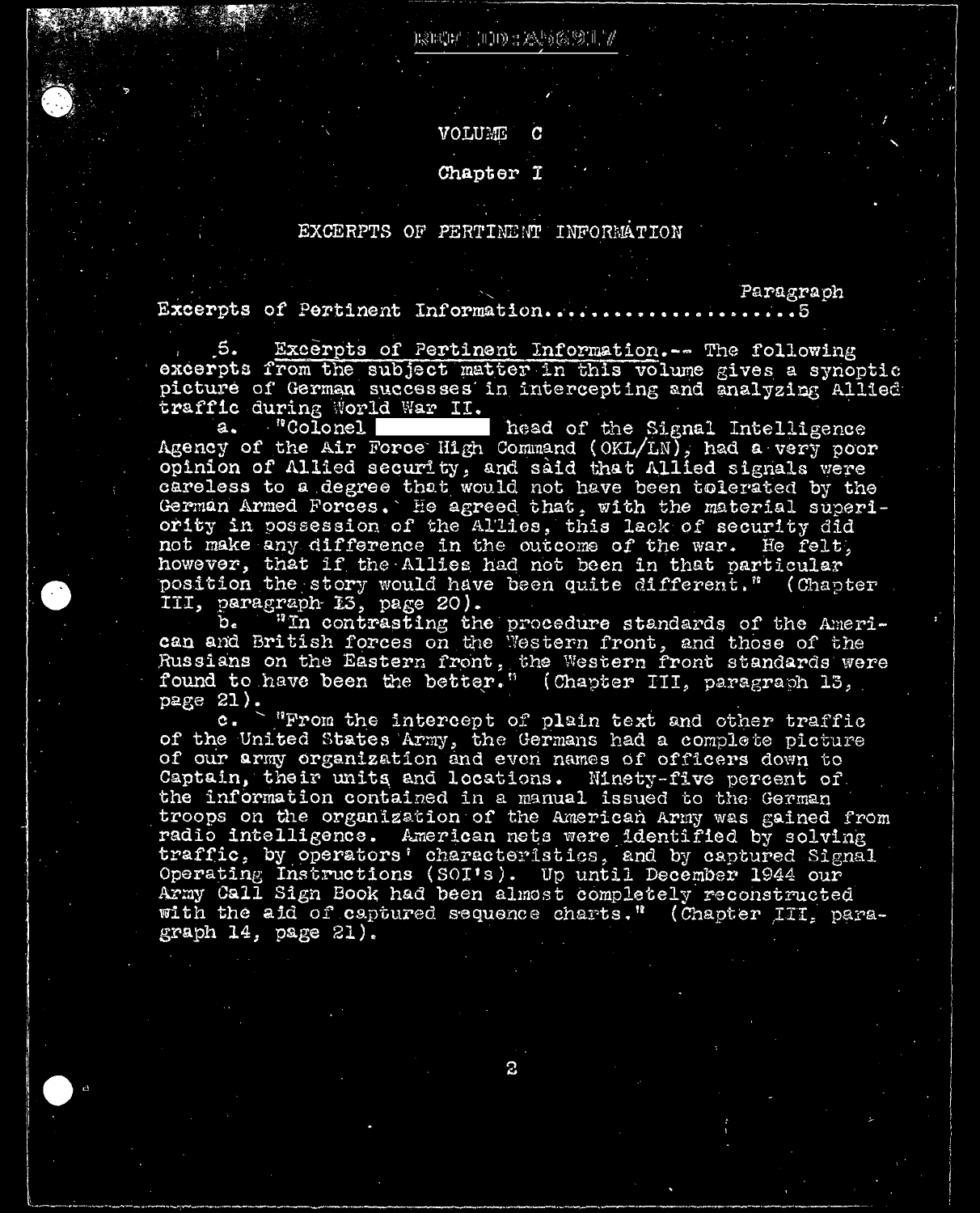# VOLUME C

## Chapter I

### EXCERPTS OF PERTINENT INFORMATION

| | Paragraph |
|---|---|
| Excerpts of Pertinent Information...................... | 5 |

5. Excerpts of Pertinent Information.-- The following excerpts from the subject matter in this volume gives a synoptic picture of German successes in intercepting and analyzing Allied traffic during World War II.

a. "Colonel ██████ head of the Signal Intelligence Agency of the Air Force High Command (OKL/LN), had a very poor opinion of Allied security, and said that Allied signals were careless to a degree that would not have been tolerated by the German Armed Forces. He agreed that, with the material superiority in possession of the Allies, this lack of security did not make any difference in the outcome of the war. He felt, however, that if the Allies had not been in that particular position the story would have been quite different." (Chapter III, paragraph 13, page 20).

b. "In contrasting the procedure standards of the American and British forces on the Western front, and those of the Russians on the Eastern front, the Western front standards were found to have been the better." (Chapter III, paragraph 13, page 21).

c. "From the intercept of plain text and other traffic of the United States Army, the Germans had a complete picture of our army organization and even names of officers down to Captain, their units and locations. Ninety-five percent of the information contained in a manual issued to the German troops on the organization of the American Army was gained from radio intelligence. American nets were identified by solving traffic, by operators' characteristics, and by captured Signal Operating Instructions (SOI's). Up until December 1944 our Army Call Sign Book had been almost completely reconstructed with the aid of captured sequence charts." (Chapter III, paragraph 14, page 21).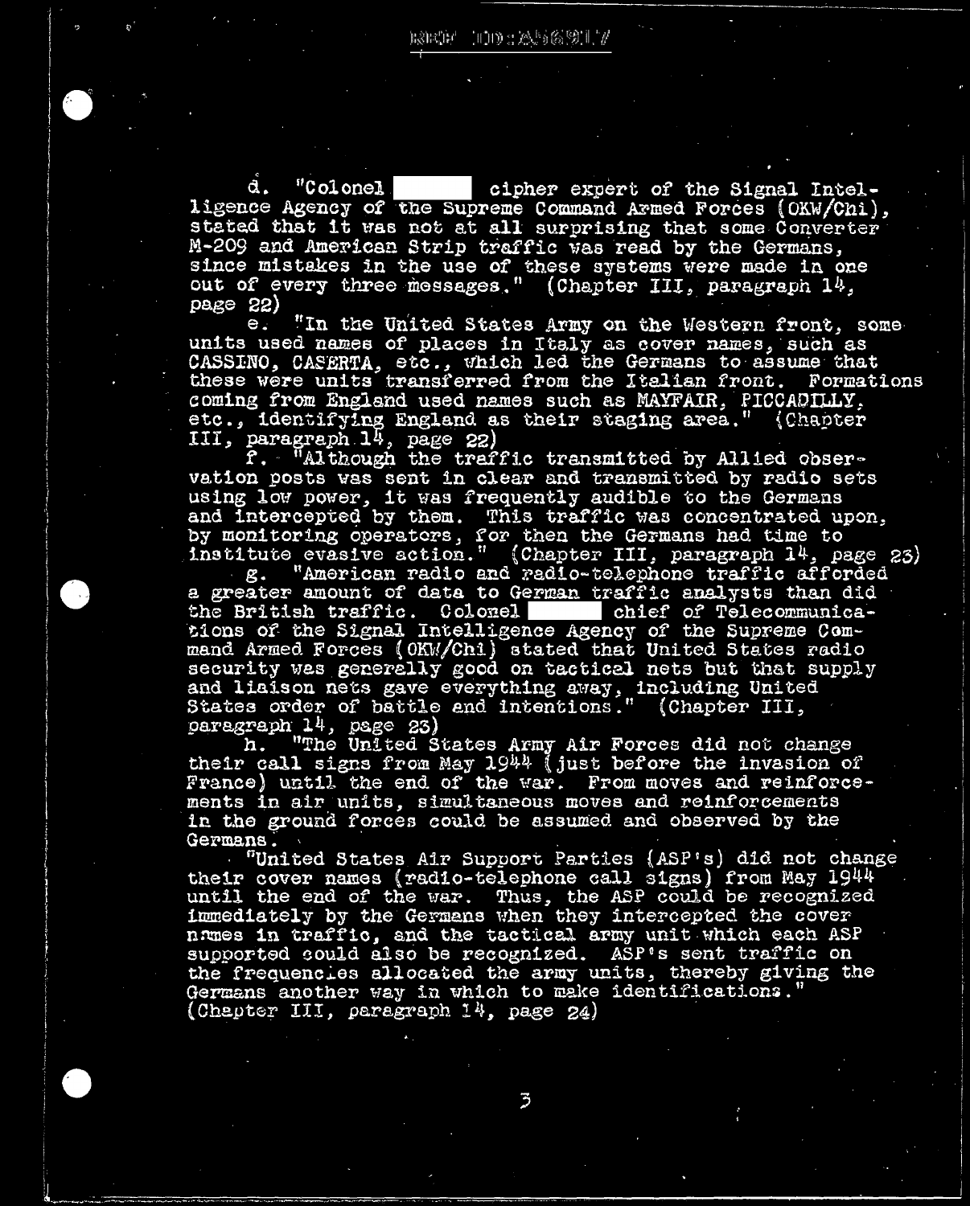d. "Colonel ██████ cipher expert of the Signal Intelligence Agency of the Supreme Command Armed Forces (OKW/Chi), stated that it was not at all surprising that some Converter M-209 and American Strip traffic was read by the Germans, since mistakes in the use of these systems were made in one out of every three messages." (Chapter III, paragraph 14, page 22)

e. "In the United States Army on the Western front, some units used names of places in Italy as cover names, such as CASSINO, CASERTA, etc., which led the Germans to assume that these were units transferred from the Italian front. Formations coming from England used names such as MAYFAIR, PICCADILLY, etc., identifying England as their staging area." (Chapter III, paragraph 14, page 22)

f. "Although the traffic transmitted by Allied observation posts was sent in clear and transmitted by radio sets using low power, it was frequently audible to the Germans and intercepted by them. This traffic was concentrated upon, by monitoring operators, for then the Germans had time to institute evasive action." (Chapter III, paragraph 14, page 23)

g. "American radio and radio-telephone traffic afforded a greater amount of data to German traffic analysts than did the British traffic. Colonel ██████ chief of Telecommunications of the Signal Intelligence Agency of the Supreme Command Armed Forces (OKW/Chi) stated that United States radio security was generally good on tactical nets but that supply and liaison nets gave everything away, including United States order of battle and intentions." (Chapter III, paragraph 14, page 23)

h. "The United States Army Air Forces did not change their call signs from May 1944 (just before the invasion of France) until the end of the war. From moves and reinforcements in air units, simultaneous moves and reinforcements in the ground forces could be assumed and observed by the Germans.

"United States Air Support Parties (ASP's) did not change their cover names (radio-telephone call signs) from May 1944 until the end of the war. Thus, the ASP could be recognized immediately by the Germans when they intercepted the cover names in traffic, and the tactical army unit which each ASP supported could also be recognized. ASP's sent traffic on the frequencies allocated the army units, thereby giving the Germans another way in which to make identifications." (Chapter III, paragraph 14, page 24)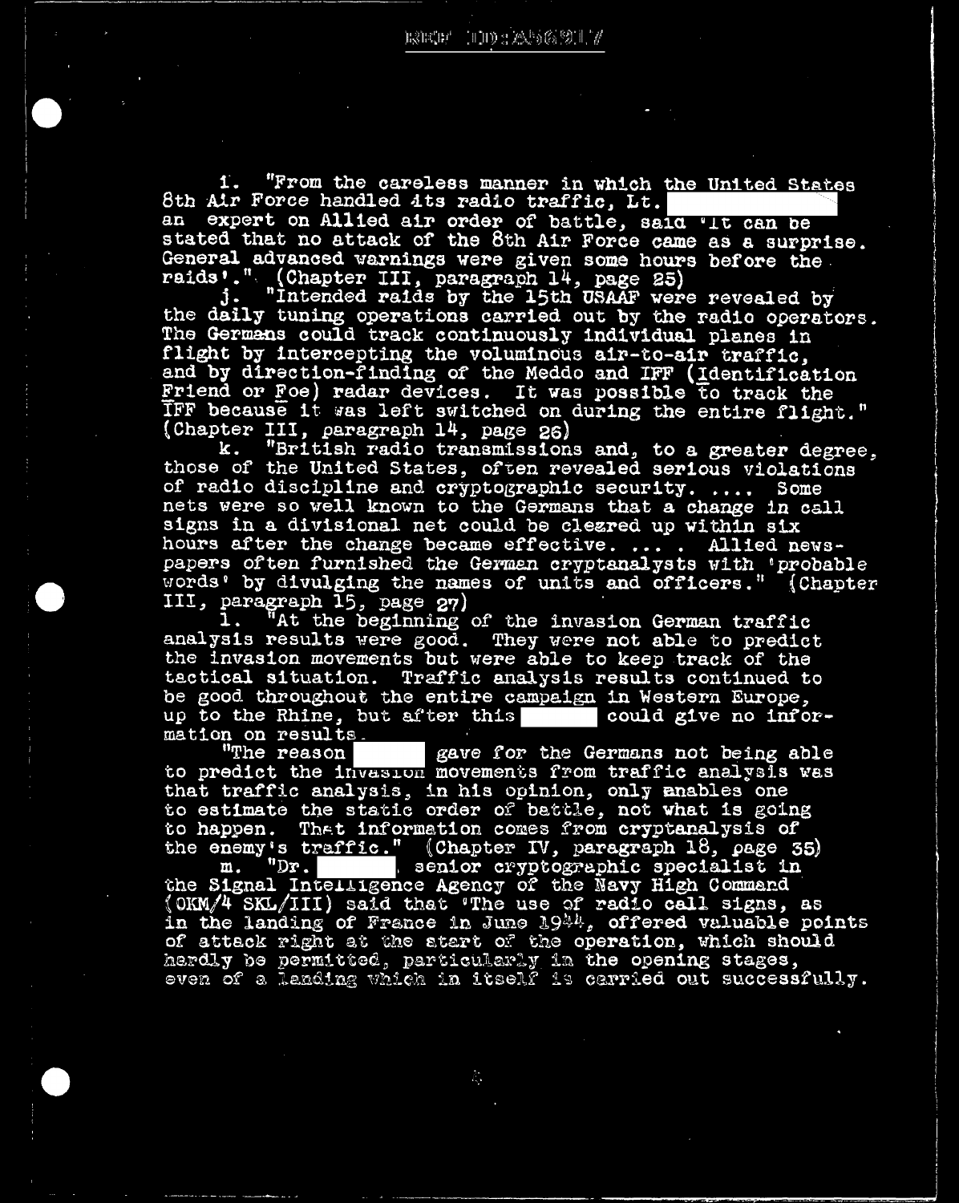i. "From the careless manner in which the United States 8th Air Force handled its radio traffic, Lt. [redacted] an expert on Allied air order of battle, said 'It can be stated that no attack of the 8th Air Force came as a surprise. General advanced warnings were given some hours before the raids'." (Chapter III, paragraph 14, page 25)

j. "Intended raids by the 15th USAAF were revealed by the daily tuning operations carried out by the radio operators. The Germans could track continuously individual planes in flight by intercepting the voluminous air-to-air traffic, and by direction-finding of the Meddo and IFF (Identification Friend or Foe) radar devices. It was possible to track the IFF because it was left switched on during the entire flight." (Chapter III, paragraph 14, page 26)

k. "British radio transmissions and, to a greater degree, those of the United States, often revealed serious violations of radio discipline and cryptographic security. .... Some nets were so well known to the Germans that a change in call signs in a divisional net could be cleared up within six hours after the change became effective. .... Allied newspapers often furnished the German cryptanalysts with 'probable words' by divulging the names of units and officers." (Chapter III, paragraph 15, page 27)

l. "At the beginning of the invasion German traffic analysis results were good. They were not able to predict the invasion movements but were able to keep track of the tactical situation. Traffic analysis results continued to be good throughout the entire campaign in Western Europe, up to the Rhine, but after this [redacted] could give no information on results.

"The reason [redacted] gave for the Germans not being able to predict the invasion movements from traffic analysis was that traffic analysis, in his opinion, only enables one to estimate the static order of battle, not what is going to happen. That information comes from cryptanalysis of the enemy's traffic." (Chapter IV, paragraph 18, page 35)

m. "Dr. [redacted], senior cryptographic specialist in the Signal Intelligence Agency of the Navy High Command (OKM/4 SKL/III) said that 'The use of radio call signs, as in the landing of France in June 1944, offered valuable points of attack right at the start of the operation, which should hardly be permitted, particularly in the opening stages, even of a landing which in itself is carried out successfully.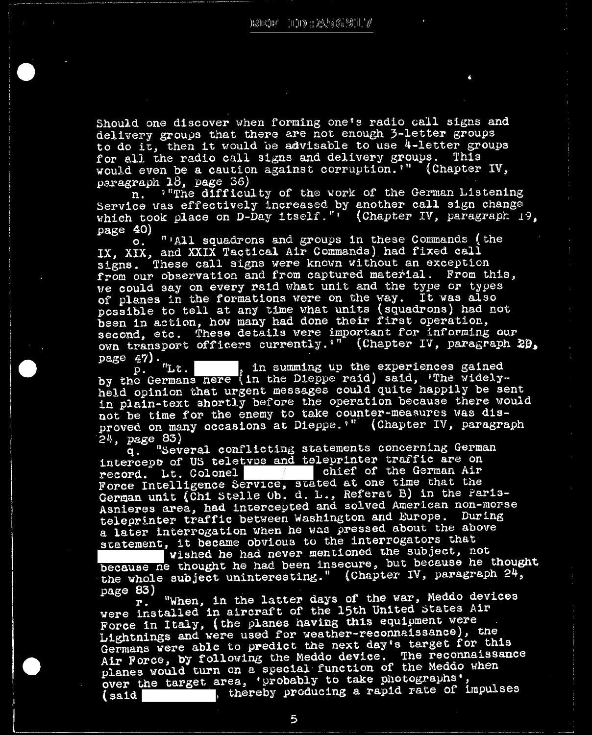Should one discover when forming one's radio call signs and delivery groups that there are not enough 3-letter groups to do it, then it would be advisable to use 4-letter groups for all the radio call signs and delivery groups. This would even be a caution against corruption.'" (Chapter IV, paragraph 18, page 36)

n. '"The difficulty of the work of the German Listening Service was effectively increased by another call sign change which took place on D-Day itself."' (Chapter IV, paragraph 19, page 40)

o. "'All squadrons and groups in these Commands (the IX, XIX, and XXIX Tactical Air Commands) had fixed call signs. These call signs were known without an exception from our observation and from captured material. From this, we could say on every raid what unit and the type or types of planes in the formations were on the way. It was also possible to tell at any time what units (squadrons) had not been in action, how many had done their first operation, second, etc. These details were important for informing our own transport officers currently.'" (Chapter IV, paragraph 20, page 47).

p. "Lt. ██████, in summing up the experiences gained by the Germans here (in the Dieppe raid) said, 'The widely-held opinion that urgent messages could quite happily be sent in plain-text shortly before the operation because there would not be time for the enemy to take counter-measures was disproved on many occasions at Dieppe.'" (Chapter IV, paragraph 24, page 83)

q. "Several conflicting statements concerning German intercept of US teletype and teleprinter traffic are on record. Lt. Colonel ██████ chief of the German Air Force Intelligence Service, stated at one time that the German unit (Chi Stelle Ob. d. L., Referat B) in the Paris-Asnieres area, had intercepted and solved American non-morse teleprinter traffic between Washington and Europe. During a later interrogation when he was pressed about the above statement, it became obvious to the interrogators that ██████ wished he had never mentioned the subject, not because he thought he had been insecure, but because he thought the whole subject uninteresting." (Chapter IV, paragraph 24, page 83)

r. "When, in the latter days of the war, Meddo devices were installed in aircraft of the 15th United States Air Force in Italy, (the planes having this equipment were Lightnings and were used for weather-reconnaissance), the Germans were able to predict the next day's target for this Air Force, by following the Meddo device. The reconnaissance planes would turn on a special function of the Meddo when over the target area, 'probably to take photographs', (said ██████, thereby producing a rapid rate of impulses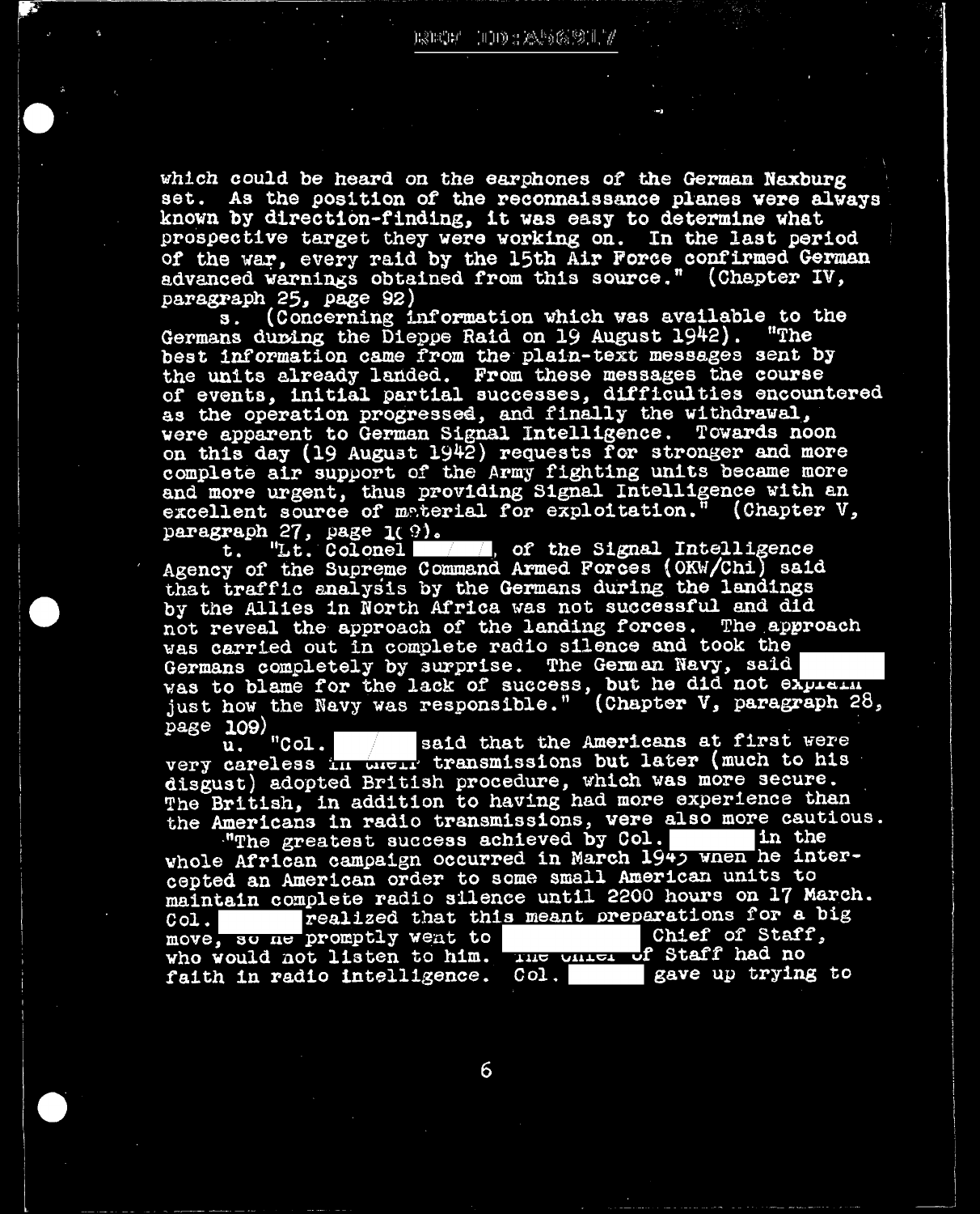which could be heard on the earphones of the German Naxburg set. As the position of the reconnaissance planes were always known by direction-finding, it was easy to determine what prospective target they were working on. In the last period of the war, every raid by the 15th Air Force confirmed German advanced warnings obtained from this source." (Chapter IV, paragraph 25, page 92)

s. (Concerning information which was available to the Germans during the Dieppe Raid on 19 August 1942). "The best information came from the plain-text messages sent by the units already landed. From these messages the course of events, initial partial successes, difficulties encountered as the operation progressed, and finally the withdrawal, were apparent to German Signal Intelligence. Towards noon on this day (19 August 1942) requests for stronger and more complete air support of the Army fighting units became more and more urgent, thus providing Signal Intelligence with an excellent source of material for exploitation." (Chapter V, paragraph 27, page 109).

t. "Lt. Colonel [redacted], of the Signal Intelligence Agency of the Supreme Command Armed Forces (OKW/Chi) said that traffic analysis by the Germans during the landings by the Allies in North Africa was not successful and did not reveal the approach of the landing forces. The approach was carried out in complete radio silence and took the Germans completely by surprise. The German Navy, said [redacted] was to blame for the lack of success, but he did not explain just how the Navy was responsible." (Chapter V, paragraph 28, page 109)

u. "Col. [redacted] said that the Americans at first were very careless in their transmissions but later (much to his disgust) adopted British procedure, which was more secure. The British, in addition to having had more experience than the Americans in radio transmissions, were also more cautious.

"The greatest success achieved by Col. [redacted] in the whole African campaign occurred in March 1943 when he intercepted an American order to some small American units to maintain complete radio silence until 2200 hours on 17 March. Col. [redacted] realized that this meant preparations for a big move, so he promptly went to [redacted] Chief of Staff, who would not listen to him. The Chief of Staff had no faith in radio intelligence. Col. [redacted] gave up trying to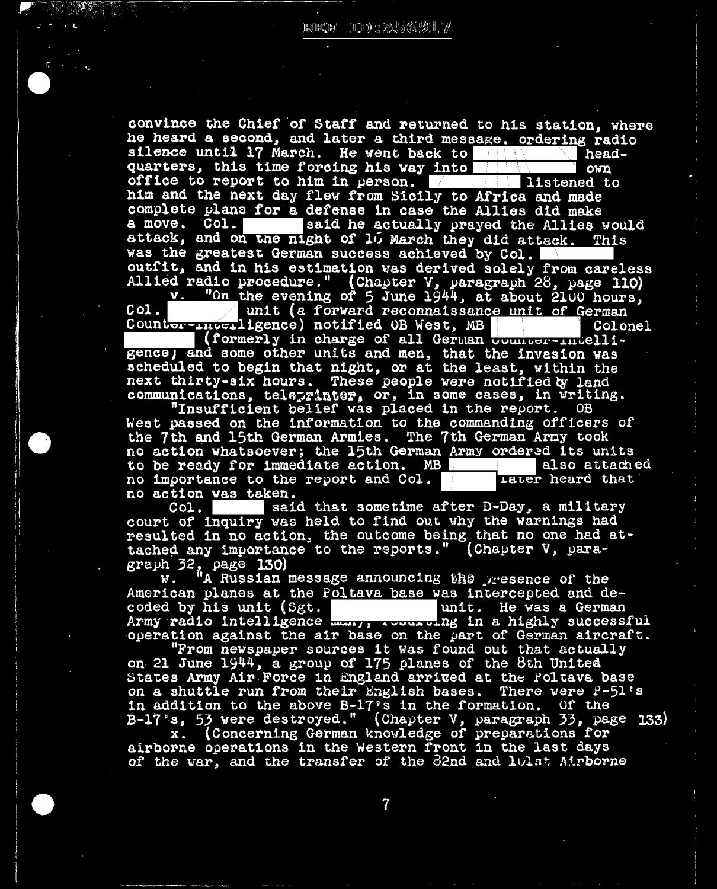convince the Chief of Staff and returned to his station, where he heard a second, and later a third message, ordering radio silence until 17 March. He went back to [redacted] headquarters, this time forcing his way into [redacted] own office to report to him in person. [redacted] listened to him and the next day flew from Sicily to Africa and made complete plans for a defense in case the Allies did make a move. Col. [redacted] said he actually prayed the Allies would attack, and on the night of 16 March they did attack. This was the greatest German success achieved by Col. [redacted] outfit, and in his estimation was derived solely from careless Allied radio procedure." (Chapter V, paragraph 28, page 110)

v. "On the evening of 5 June 1944, at about 2100 hours, Col. [redacted] unit (a forward reconnaissance unit of German Counter-Intelligence) notified OB West, MB [redacted] Colonel [redacted] (formerly in charge of all German Counter-Intelligence) and some other units and men, that the invasion was scheduled to begin that night, or at the least, within the next thirty-six hours. These people were notified by land communications, teleprinter, or, in some cases, in writing.

"Insufficient belief was placed in the report. OB West passed on the information to the commanding officers of the 7th and 15th German Armies. The 7th German Army took no action whatsoever; the 15th German Army ordered its units to be ready for immediate action. MB [redacted] also attached no importance to the report and Col. [redacted] later heard that no action was taken.

Col. [redacted] said that sometime after D-Day, a military court of inquiry was held to find out why the warnings had resulted in no action, the outcome being that no one had attached any importance to the reports." (Chapter V, paragraph 32, page 130)

w. "A Russian message announcing the presence of the American planes at the Poltava base was intercepted and decoded by his unit (Sgt. [redacted] unit. He was a German Army radio intelligence man), resulting in a highly successful operation against the air base on the part of German aircraft.

"From newspaper sources it was found out that actually on 21 June 1944, a group of 175 planes of the 8th United States Army Air Force in England arrived at the Poltava base on a shuttle run from their English bases. There were P-51's in addition to the above B-17's in the formation. Of the B-17's, 53 were destroyed." (Chapter V, paragraph 33, page 133)

x. (Concerning German knowledge of preparations for airborne operations in the Western front in the last days of the war, and the transfer of the 82nd and 101st Airborne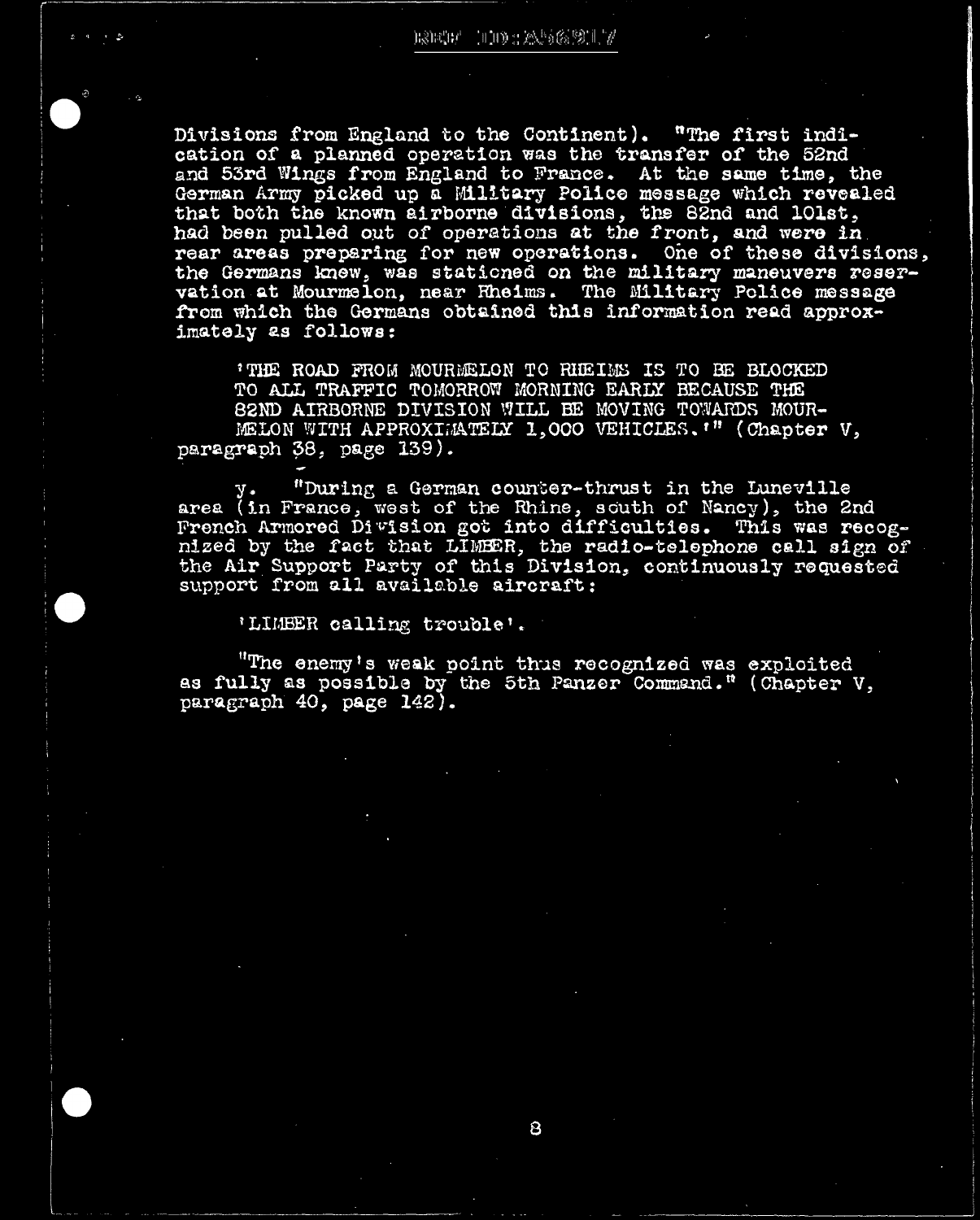Divisions from England to the Continent). "The first indication of a planned operation was the transfer of the 52nd and 53rd Wings from England to France. At the same time, the German Army picked up a Military Police message which revealed that both the known airborne divisions, the 82nd and 101st, had been pulled out of operations at the front, and were in rear areas preparing for new operations. One of these divisions, the Germans knew, was stationed on the military maneuvers reservation at Mourmelon, near Rheims. The Military Police message from which the Germans obtained this information read approximately as follows:

'THE ROAD FROM MOURMELON TO RHEIMS IS TO BE BLOCKED TO ALL TRAFFIC TOMORROW MORNING EARLY BECAUSE THE 82ND AIRBORNE DIVISION WILL BE MOVING TOWARDS MOURMELON WITH APPROXIMATELY 1,000 VEHICLES.'" (Chapter V, paragraph 38, page 139).

y. "During a German counter-thrust in the Luneville area (in France, west of the Rhine, south of Nancy), the 2nd French Armored Division got into difficulties. This was recognized by the fact that LIMBER, the radio-telephone call sign of the Air Support Party of this Division, continuously requested support from all available aircraft:

'LIMBER calling trouble'.

"The enemy's weak point thus recognized was exploited as fully as possible by the 5th Panzer Command." (Chapter V, paragraph 40, page 142).